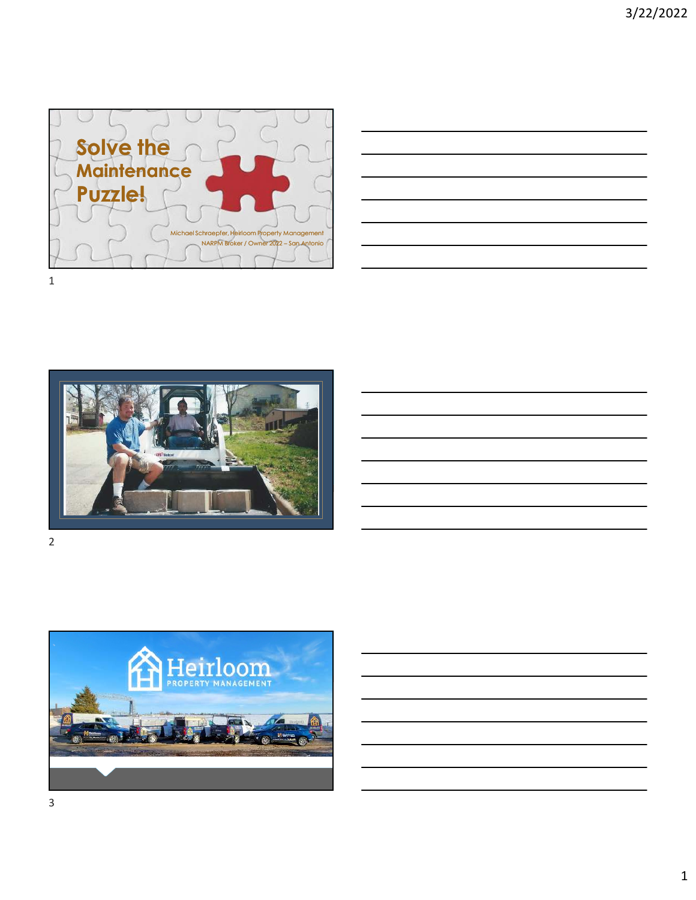# Solve the Maintenance Puzzle!

Michael Schraepfer, Heirloom Property Management
NARPM Broker / Owner 2022 – San Antonio

Heirloom
PROPERTY MANAGEMENT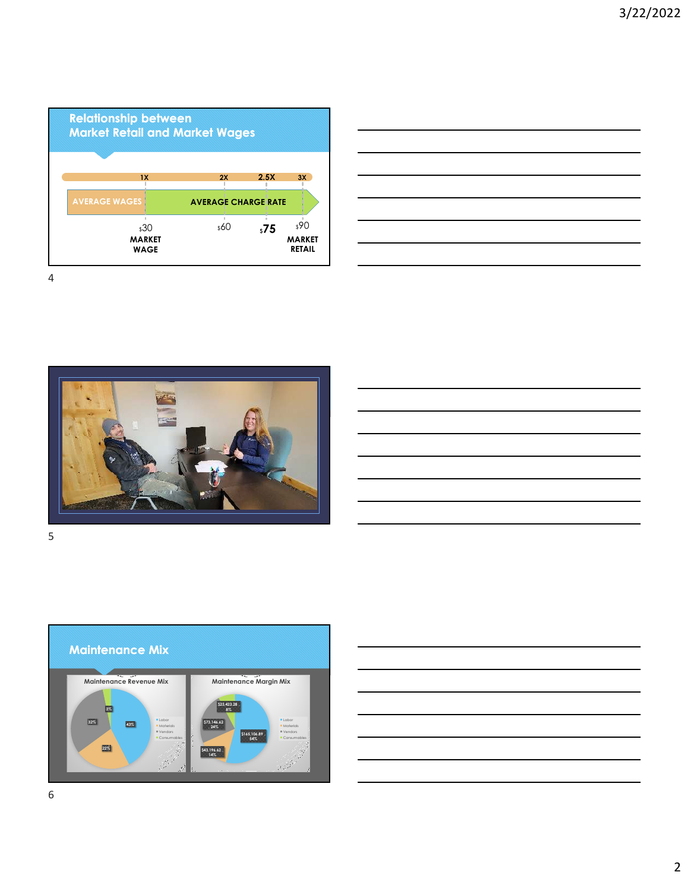## Relationship between Market Retail and Market Wages

1X — 2X — 2.5X — 3X

AVERAGE WAGES | AVERAGE CHARGE RATE

$30 MARKET WAGE — $60 — $75 — $90 MARKET RETAIL

## Maintenance Mix

**Maintenance Revenue Mix**

- Labor: 43%
- Materials: 22%
- Vendors: 32%
- Consumables: 3%

**Maintenance Margin Mix**

- Labor: $165,106.89 (54%)
- Materials: $43,196.62 (14%)
- Vendors: $73,146.62 (24%)
- Consumables: $23,423.28 (8%)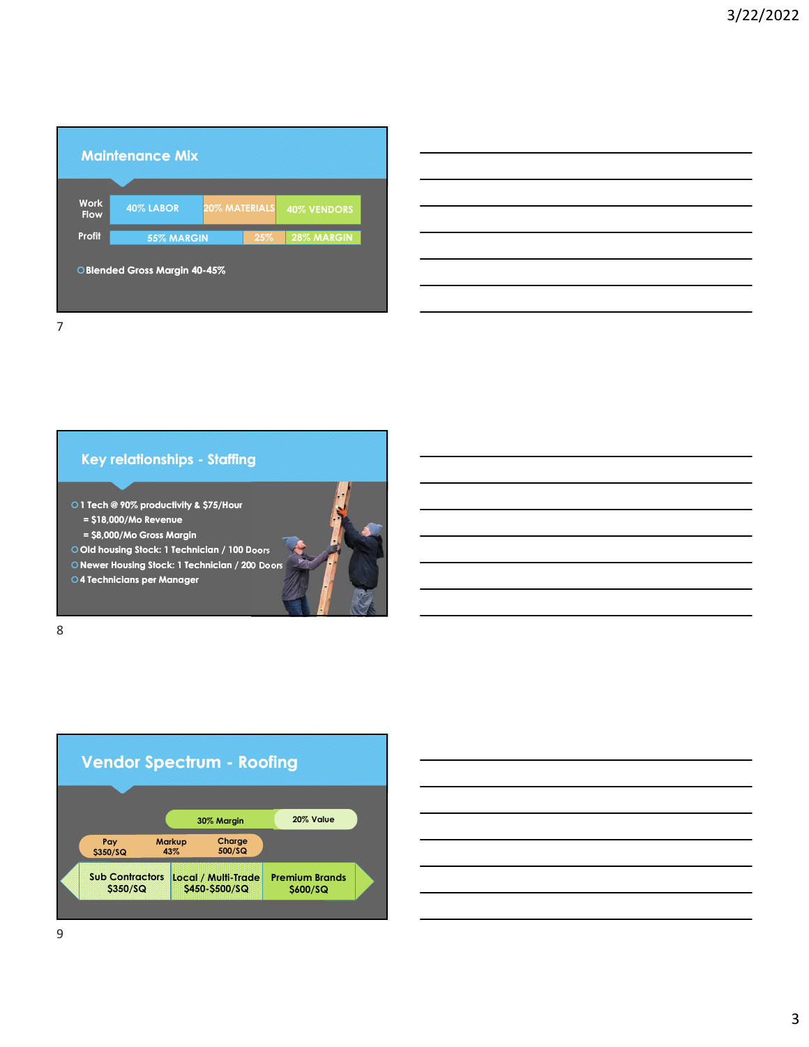## Maintenance Mix

| | | | |
|---|---|---|---|
| Work Flow | 40% LABOR | 20% MATERIALS | 40% VENDORS |
| Profit | 55% MARGIN | 25% | 28% MARGIN |

- Blended Gross Margin 40-45%

## Key relationships - Staffing

- 1 Tech @ 90% productivity & $75/Hour
  - = $18,000/Mo Revenue
  - = $8,000/Mo Gross Margin
- Old housing Stock: 1 Technician / 100 Doors
- Newer Housing Stock: 1 Technician / 200 Doors
- 4 Technicians per Manager

## Vendor Spectrum - Roofing

30% Margin | 20% Value

| Pay | Markup | Charge |
|---|---|---|
| $350/SQ | 43% | 500/SQ |

| Sub Contractors | Local / Multi-Trade | Premium Brands |
|---|---|---|
| $350/SQ | $450-$500/SQ | $600/SQ |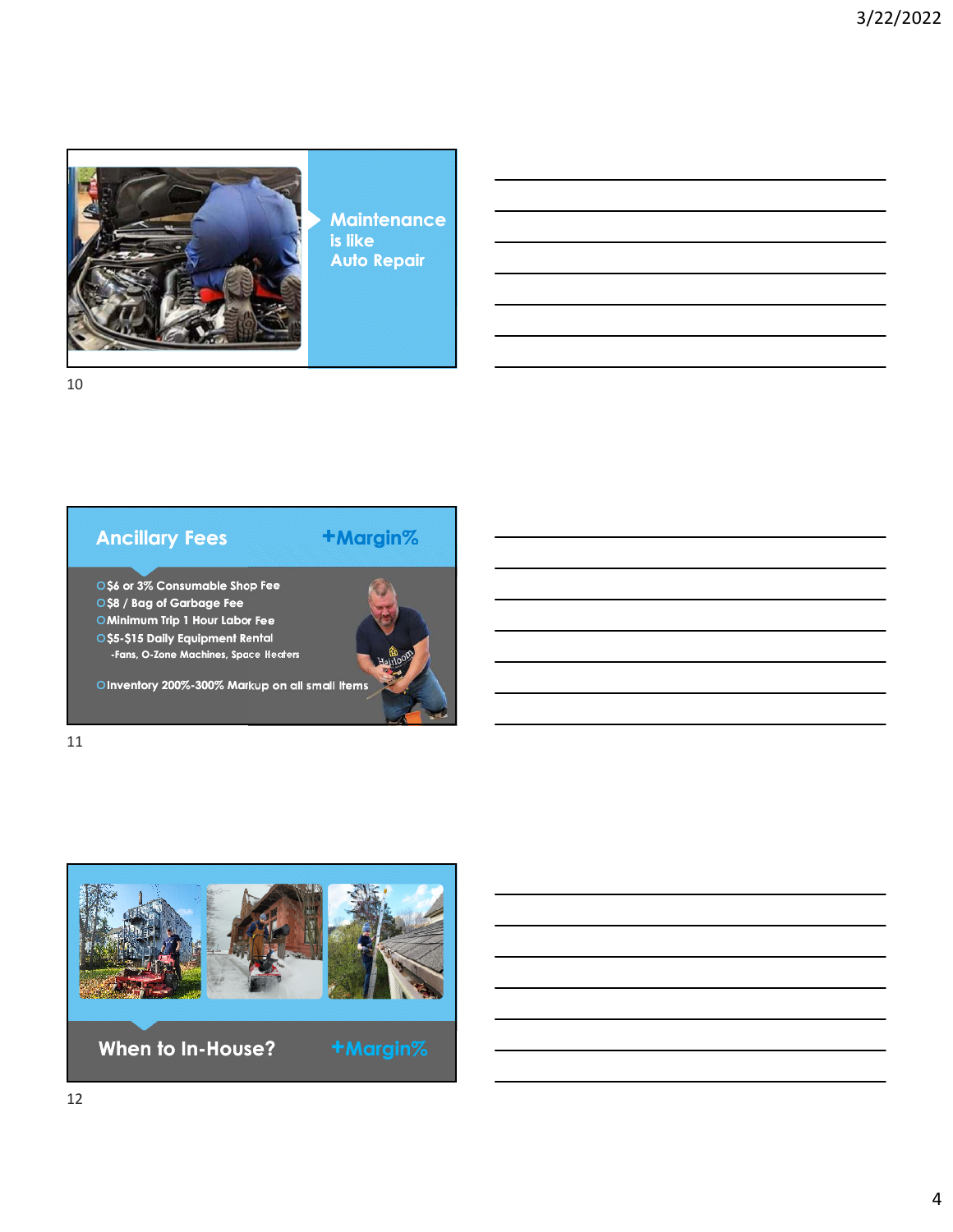## Maintenance is like Auto Repair

## Ancillary Fees

+Margin%

- $6 or 3% Consumable Shop Fee
- $8 / Bag of Garbage Fee
- Minimum Trip 1 Hour Labor Fee
- $5-$15 Daily Equipment Rental
  - -Fans, O-Zone Machines, Space Heaters
- Inventory 200%-300% Markup on all small items

## When to In-House?

+Margin%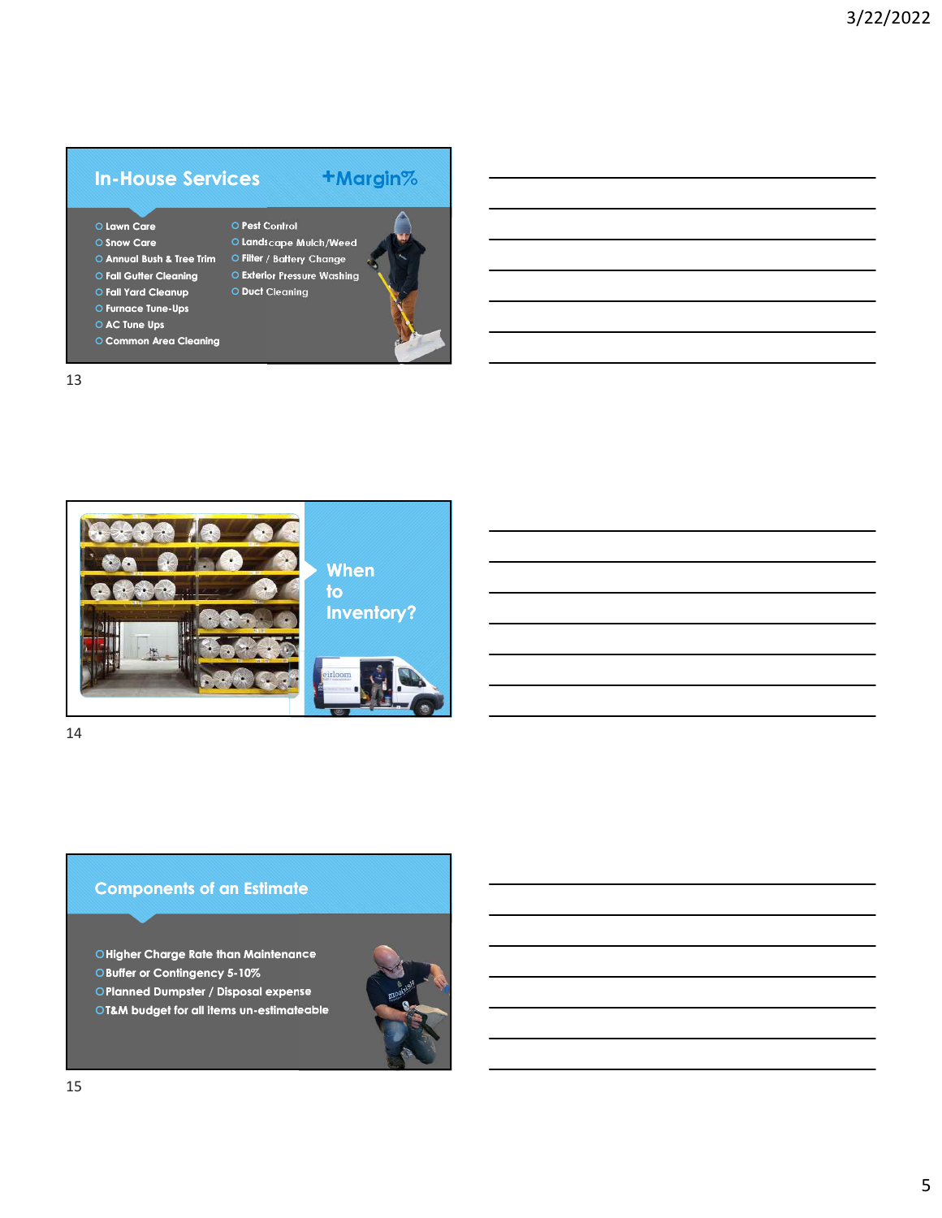## In-House Services

+Margin%

- Lawn Care
- Snow Care
- Annual Bush & Tree Trim
- Fall Gutter Cleaning
- Fall Yard Cleanup
- Furnace Tune-Ups
- AC Tune Ups
- Common Area Cleaning
- Pest Control
- Landscape Mulch/Weed
- Filter / Battery Change
- Exterior Pressure Washing
- Duct Cleaning

## When to Inventory?

## Components of an Estimate

- Higher Charge Rate than Maintenance
- Buffer or Contingency 5-10%
- Planned Dumpster / Disposal expense
- T&M budget for all items un-estimateable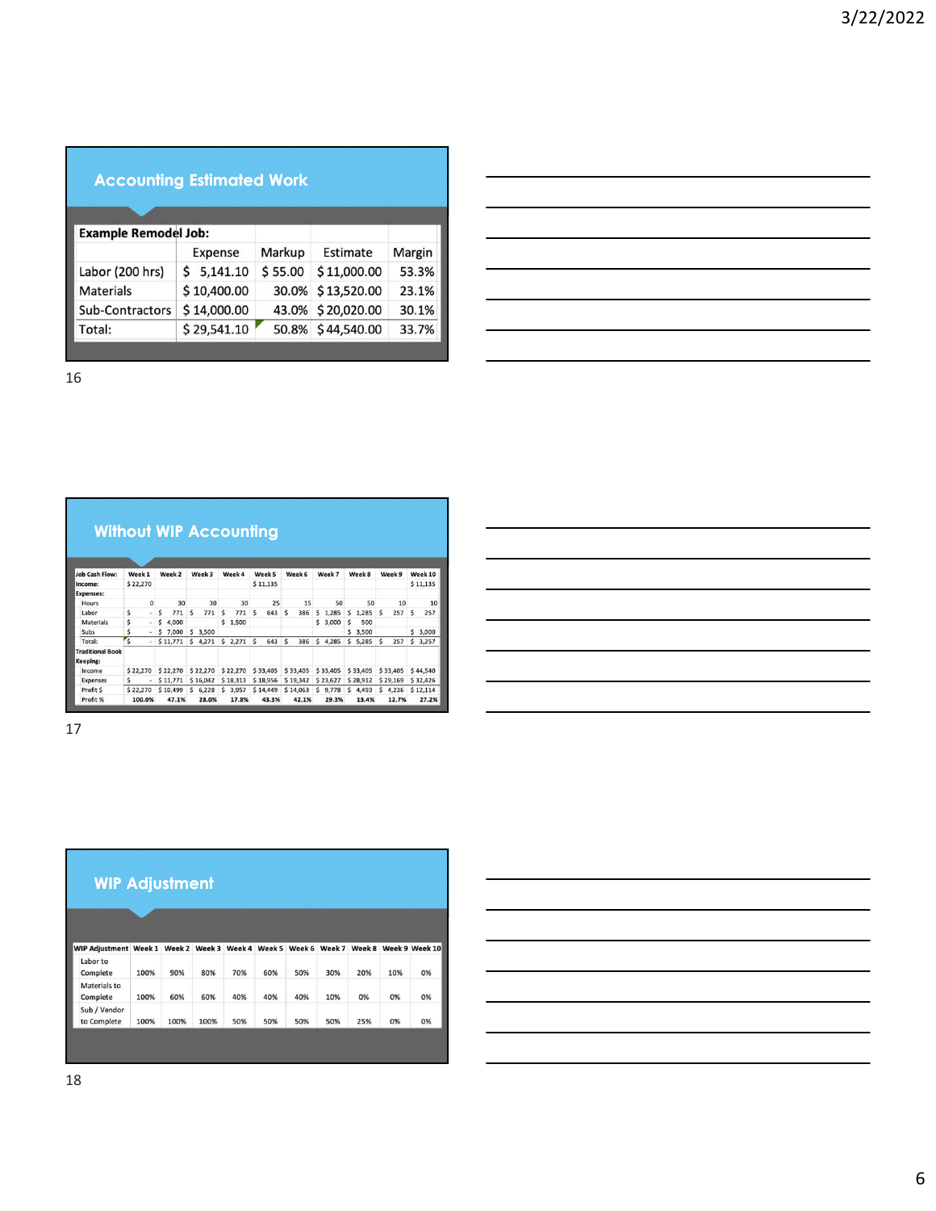## Accounting Estimated Work

| Example Remodel Job: | | | | |
|---|---|---|---|---|
| | Expense | Markup | Estimate | Margin |
| Labor (200 hrs) | $ 5,141.10 | $ 55.00 | $ 11,000.00 | 53.3% |
| Materials | $ 10,400.00 | 30.0% | $ 13,520.00 | 23.1% |
| Sub-Contractors | $ 14,000.00 | 43.0% | $ 20,020.00 | 30.1% |
| Total: | $ 29,541.10 | 50.8% | $ 44,540.00 | 33.7% |

## Without WIP Accounting

| Job Cash Flow: | Week 1 | Week 2 | Week 3 | Week 4 | Week 5 | Week 6 | Week 7 | Week 8 | Week 9 | Week 10 |
|---|---|---|---|---|---|---|---|---|---|---|
| Income: | $ 22,270 | | | | $ 11,135 | | | | | $ 11,135 |
| Expenses: | | | | | | | | | | |
| Hours | 0 | 30 | 30 | 30 | 25 | 15 | 50 | 50 | 10 | 10 |
| Labor | $ - | $ 771 | $ 771 | $ 771 | $ 643 | $ 386 | $ 1,285 | $ 1,285 | $ 257 | $ 257 |
| Materials | $ - | $ 4,000 | | $ 1,500 | | | $ 3,000 | $ 500 | | |
| Subs | $ - | $ 7,000 | $ 3,500 | | | | | $ 3,500 | | $ 3,000 |
| Total: | $ - | $ 11,771 | $ 4,271 | $ 2,271 | $ 643 | $ 386 | $ 4,285 | $ 5,285 | $ 257 | $ 3,257 |
| Traditional Book Keeping: | | | | | | | | | | |
| Income | $ 22,270 | $ 22,270 | $ 22,270 | $ 22,270 | $ 33,405 | $ 33,405 | $ 33,405 | $ 33,405 | $ 33,405 | $ 44,540 |
| Expenses | $ - | $ 11,771 | $ 16,042 | $ 18,313 | $ 18,956 | $ 19,342 | $ 23,627 | $ 28,912 | $ 29,169 | $ 32,426 |
| Profit $ | $ 22,270 | $ 10,499 | $ 6,228 | $ 3,957 | $ 14,449 | $ 14,063 | $ 9,778 | $ 4,493 | $ 4,236 | $ 12,114 |
| Profit % | 100.0% | 47.1% | 28.0% | 17.8% | 43.3% | 42.1% | 29.3% | 13.4% | 12.7% | 27.2% |

## WIP Adjustment

| WIP Adjustment | Week 1 | Week 2 | Week 3 | Week 4 | Week 5 | Week 6 | Week 7 | Week 8 | Week 9 | Week 10 |
|---|---|---|---|---|---|---|---|---|---|---|
| Labor to Complete | 100% | 90% | 80% | 70% | 60% | 50% | 30% | 20% | 10% | 0% |
| Materials to Complete | 100% | 60% | 60% | 40% | 40% | 40% | 10% | 0% | 0% | 0% |
| Sub / Vendor to Complete | 100% | 100% | 100% | 50% | 50% | 50% | 50% | 25% | 0% | 0% |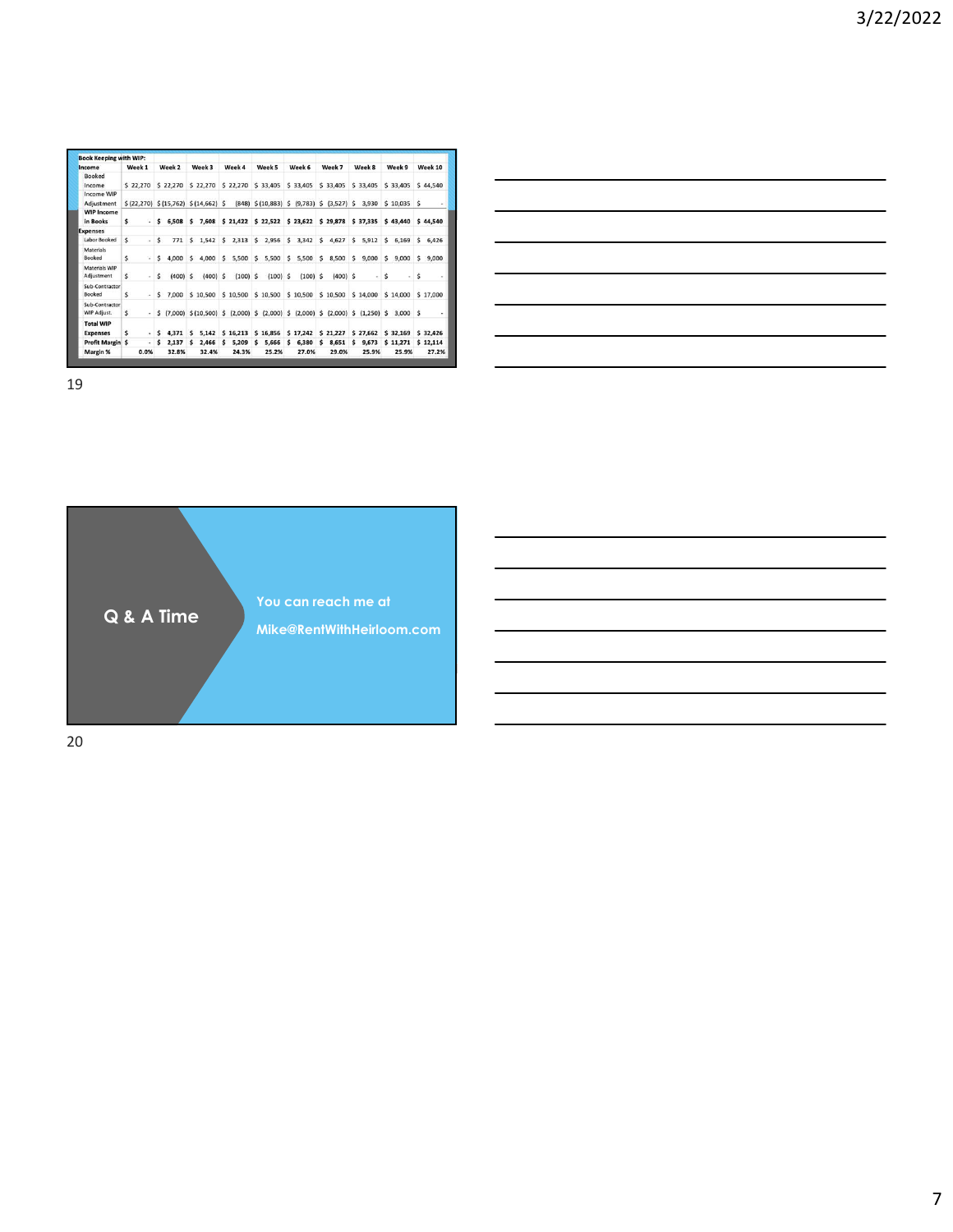**Book Keeping with WIP:**

| Income | Week 1 | Week 2 | Week 3 | Week 4 | Week 5 | Week 6 | Week 7 | Week 8 | Week 9 | Week 10 |
|---|---|---|---|---|---|---|---|---|---|---|
| Booked Income | $ 22,270 | $ 22,270 | $ 22,270 | $ 22,270 | $ 33,405 | $ 33,405 | $ 33,405 | $ 33,405 | $ 33,405 | $ 44,540 |
| Income WIP Adjustment | $ (22,270) | $ (15,762) | $ (14,662) | $ (848) | $ (10,883) | $ (9,783) | $ (3,527) | $ 3,930 | $ 10,035 | $ - |
| **WIP Income in Books** | **$ -** | **$ 6,508** | **$ 7,608** | **$ 21,422** | **$ 22,522** | **$ 23,622** | **$ 29,878** | **$ 37,335** | **$ 43,440** | **$ 44,540** |
| **Expenses** | | | | | | | | | | |
| Labor Booked | $ - | $ 771 | $ 1,542 | $ 2,313 | $ 2,956 | $ 3,342 | $ 4,627 | $ 5,912 | $ 6,169 | $ 6,426 |
| Materials Booked | $ - | $ 4,000 | $ 4,000 | $ 5,500 | $ 5,500 | $ 5,500 | $ 8,500 | $ 9,000 | $ 9,000 | $ 9,000 |
| Materials WIP Adjustment | $ - | $ (400) | $ (400) | $ (100) | $ (100) | $ (100) | $ (400) | $ - | $ - | $ - |
| Sub-Contractor Booked | $ - | $ 7,000 | $ 10,500 | $ 10,500 | $ 10,500 | $ 10,500 | $ 10,500 | $ 14,000 | $ 14,000 | $ 17,000 |
| Sub-Contractor WIP Adjust. | $ - | $ (7,000) | $ (10,500) | $ (2,000) | $ (2,000) | $ (2,000) | $ (2,000) | $ (1,250) | $ 3,000 | $ - |
| **Total WIP Expenses** | **$ -** | **$ 4,371** | **$ 5,142** | **$ 16,213** | **$ 16,856** | **$ 17,242** | **$ 21,227** | **$ 27,662** | **$ 32,169** | **$ 32,426** |
| **Profit Margin** | **$ -** | **$ 2,137** | **$ 2,466** | **$ 5,209** | **$ 5,666** | **$ 6,380** | **$ 8,651** | **$ 9,673** | **$ 11,271** | **$ 12,114** |
| **Margin %** | **0.0%** | **32.8%** | **32.4%** | **24.3%** | **25.2%** | **27.0%** | **29.0%** | **25.9%** | **25.9%** | **27.2%** |

**Q & A Time**

You can reach me at

Mike@RentWithHeirloom.com